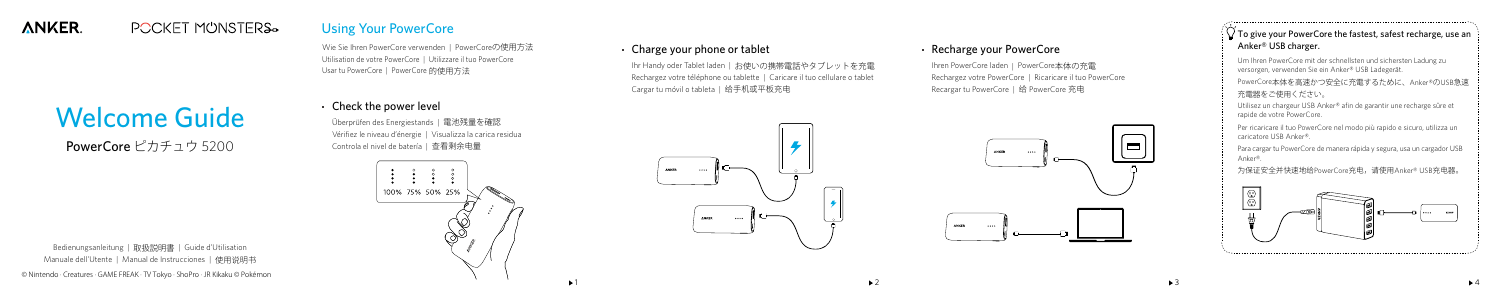ANKER. POCKET MONSTERS

# Welcome Guide

PowerCore ピカチュウ 5200

Bedienungsanleitung | 取扱説明書 | Guide d'Utilisation
Manuale dell'Utente | Manual de Instrucciones | 使用说明书

© Nintendo · Creatures · GAME FREAK · TV Tokyo · ShoPro · JR Kikaku © Pokémon

## Using Your PowerCore

Wie Sie Ihren PowerCore verwenden | PowerCoreの使用方法
Utilisation de votre PowerCore | Utilizzare il tuo PowerCore
Usar tu PowerCore | PowerCore 的使用方法

### • Check the power level

Überprüfen des Energiestands | 電池残量を確認
Vérifiez le niveau d'énergie | Visualizza la carica residua
Controla el nivel de batería | 查看剩余电量

100% 75% 50% 25%

### • Charge your phone or tablet

Ihr Handy oder Tablet laden | お使いの携帯電話やタブレットを充電
Rechargez votre téléphone ou tablette | Caricare il tuo cellulare o tablet
Cargar tu móvil o tableta | 给手机或平板充电

### • Recharge your PowerCore

Ihren PowerCore laden | PowerCore本体の充電
Rechargez votre PowerCore | Ricaricare il tuo PowerCore
Recargar tu PowerCore | 给 PowerCore 充电

**To give your PowerCore the fastest, safest recharge, use an Anker® USB charger.**

Um Ihren PowerCore mit der schnellsten und sichersten Ladung zu versorgen, verwenden Sie ein Anker® USB Ladegerät.

PowerCore本体を高速かつ安全に充電するために、Anker®のUSB急速充電器をご使用ください。

Utilisez un chargeur USB Anker® afin de garantir une recharge sûre et rapide de votre PowerCore.

Per ricaricare il tuo PowerCore nel modo più rapido e sicuro, utilizza un caricatore USB Anker®.

Para cargar tu PowerCore de manera rápida y segura, usa un cargador USB Anker®.

为保证安全并快速地给PowerCore充电，请使用Anker® USB充电器。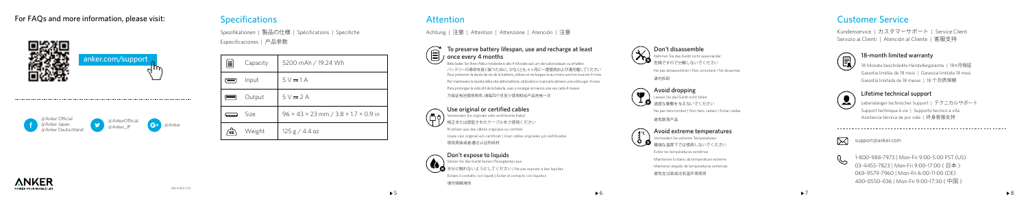For FAQs and more information, please visit:

anker.com/support

@Anker Official
@Anker Japan
@Anker Deutschland

@AnkerOfficial
@Anker_JP

@Anker

## Specifications

Spezifikationen | 製品の仕様 | Spécifications | Specifiche
Especificaciones | 产品参数

| | |
|---|---|
| Capacity | 5200 mAh / 19.24 Wh |
| Input | 5 V ⎓ 1 A |
| Output | 5 V ⎓ 2 A |
| Size | 96 × 43 × 23 mm / 3.8 × 1.7 × 0.9 in |
| Weight | 125 g / 4.4 oz |

## Attention

Achtung | 注意 | Attention | Attenzione | Atención | 注意

### To preserve battery lifespan, use and recharge at least once every 4 months

Bitte laden Sie Ihren Akku mindestens alle 4 Monate auf, um die Lebensdauer zu erhalten
バッテリーの寿命を長く保つために、少なくとも 4 ヶ月に一度使用および満充電してください
Pour préserver la durée de vie de la batterie, utilisez et rechargez-la au moins une fois tous les 4 mois
Per mantenere la durata della vita della batteria, utilizzarla e ricaricarla almeno una volta ogni 4 mesi
Para prolongar la vida útil de la batería, usar y recargar al menos una vez cada 4 meses
为保证电池使用寿命，请每四个月至少使用和给产品充电一次

### Use original or certified cables

Verwenden Sie originale oder zertifizierte Kabel
純正または認定されたケーブルをご使用ください
N'utiliser que des câbles originaux ou certifiés
Usare cavi originali o/o certificati | Usar cables originales y/o certificados
使用原装或者通过认证的线材

### Don't expose to liquids

Setzen Sie das Gerät keinen Flüssigkeiten aus
水分に触れないようにしてください | Ne pas exposer à des liquides
Evitare il contatto con liquidi | Evitar el contacto con líquidos
请勿接触液体

### Don't disassemble

Nehmen Sie das Gerät nicht auseinander
危険ですので分解しないでください
Ne pas désassembler | Non smontare | No desarmar
请勿拆卸

### Avoid dropping

Lassen Sie das Gerät nicht fallen
過度な衝撃を与えないでください
Ne pas faire tomber | Non farlo cadere | Evitar caídas
避免跌落产品

### Avoid extreme temperatures

Vermeiden Sie extreme Temperaturen
極端な温度下では使用しないでください
Éviter les températures extrêmes
Mantenere lontano da temperature estreme
Mantener alejado de temperaturas extremas
避免在过高或过低温环境使用

## Customer Service

Kundenservice | カスタマーサポート | Service Client
Servizio ai Clienti | Atención al Cliente | 客服支持

### 18-month limited warranty

18 Monate beschränkte Herstellergarantie | 18ヶ月保証
Garantie limitée de 18 mois | Garanzia limitata 18 mesi
Garantía limitada de 18 meses | 18 个月质保期

### Lifetime technical support

Lebenslanger technischer Support | テクニカルサポート
Support technique à vie | Supporto tecnico a vita
Asistencia técnica de por vida | 终身客服支持

support@anker.com

1-800-988-7973 | Mon-Fri 9:00-5:00 PST (US)
03-4455-7823 | Mon-Fri 9:00-17:00 ( 日本 )
069-9579-7960 | Mon-Fri 6:00-11:00 (DE)
400-0550-036 | Mon-Fri 9:00-17:30 ( 中国 )

ANKER
POWER YOUR MOBILE LIFE